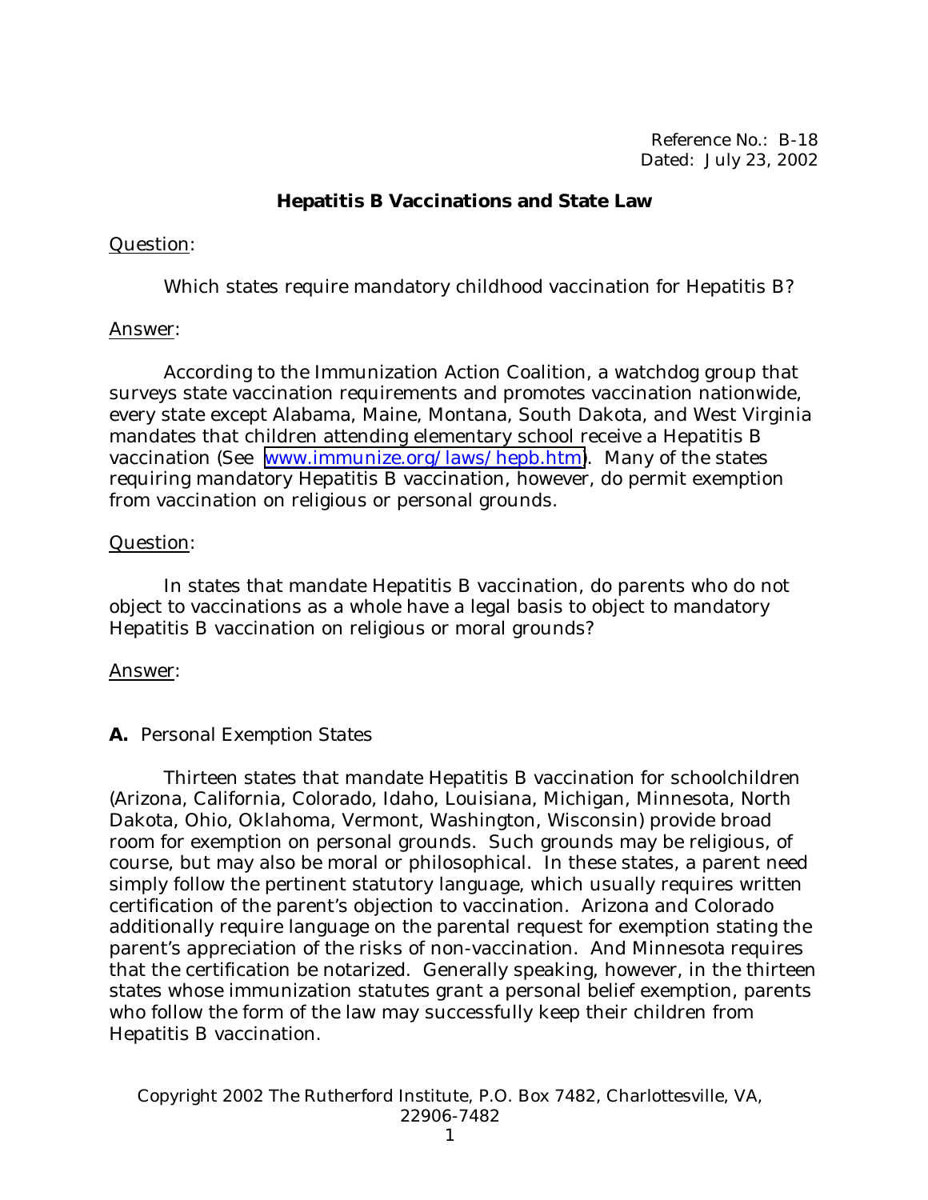Reference No.: B-18
Dated: July 23, 2002

# Hepatitis B Vaccinations and State Law

Question:

Which states require mandatory childhood vaccination for Hepatitis B?

Answer:

According to the Immunization Action Coalition, a watchdog group that surveys state vaccination requirements and promotes vaccination nationwide, every state except Alabama, Maine, Montana, South Dakota, and West Virginia mandates that children attending elementary school receive a Hepatitis B vaccination (See [www.immunize.org/laws/hepb.htm](www.immunize.org/laws/hepb.htm)). Many of the states requiring mandatory Hepatitis B vaccination, however, do permit exemption from vaccination on religious or personal grounds.

Question:

In states that mandate Hepatitis B vaccination, do parents who do not object to vaccinations as a whole have a legal basis to object to mandatory Hepatitis B vaccination on religious or moral grounds?

Answer:

**A.** Personal Exemption States

Thirteen states that mandate Hepatitis B vaccination for schoolchildren (Arizona, California, Colorado, Idaho, Louisiana, Michigan, Minnesota, North Dakota, Ohio, Oklahoma, Vermont, Washington, Wisconsin) provide broad room for exemption on personal grounds. Such grounds may be religious, of course, but may also be moral or philosophical. In these states, a parent need simply follow the pertinent statutory language, which usually requires written certification of the parent's objection to vaccination. Arizona and Colorado additionally require language on the parental request for exemption stating the parent's appreciation of the risks of non-vaccination. And Minnesota requires that the certification be notarized. Generally speaking, however, in the thirteen states whose immunization statutes grant a personal belief exemption, parents who follow the form of the law may successfully keep their children from Hepatitis B vaccination.

Copyright 2002 The Rutherford Institute, P.O. Box 7482, Charlottesville, VA, 22906-7482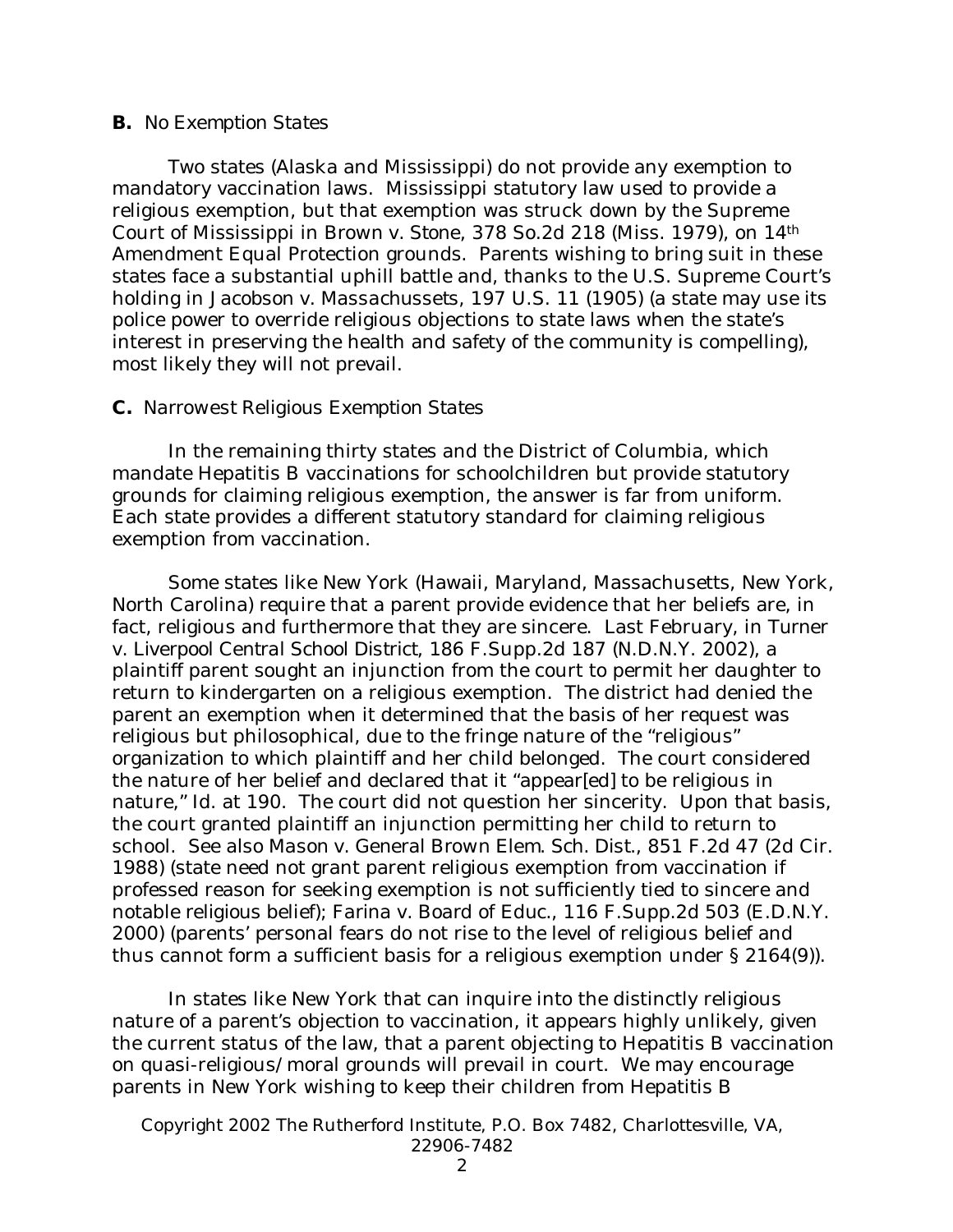**B.** No Exemption States

Two states (Alaska and Mississippi) do not provide any exemption to mandatory vaccination laws. Mississippi statutory law used to provide a religious exemption, but that exemption was struck down by the Supreme Court of Mississippi in Brown v. Stone, 378 So.2d 218 (Miss. 1979), on 14th Amendment Equal Protection grounds. Parents wishing to bring suit in these states face a substantial uphill battle and, thanks to the U.S. Supreme Court's holding in Jacobson v. Massachussets, 197 U.S. 11 (1905) (a state may use its police power to override religious objections to state laws when the state's interest in preserving the health and safety of the community is compelling), most likely they will not prevail.

**C.** Narrowest Religious Exemption States

In the remaining thirty states and the District of Columbia, which mandate Hepatitis B vaccinations for schoolchildren but provide statutory grounds for claiming religious exemption, the answer is far from uniform. Each state provides a different statutory standard for claiming religious exemption from vaccination.

Some states like New York (Hawaii, Maryland, Massachusetts, New York, North Carolina) require that a parent provide evidence that her beliefs are, in fact, religious and furthermore that they are sincere. Last February, in Turner v. Liverpool Central School District, 186 F.Supp.2d 187 (N.D.N.Y. 2002), a plaintiff parent sought an injunction from the court to permit her daughter to return to kindergarten on a religious exemption. The district had denied the parent an exemption when it determined that the basis of her request was religious but philosophical, due to the fringe nature of the "religious" organization to which plaintiff and her child belonged. The court considered the nature of her belief and declared that it "appear[ed] to be religious in nature," Id. at 190. The court did not question her sincerity. Upon that basis, the court granted plaintiff an injunction permitting her child to return to school. See also Mason v. General Brown Elem. Sch. Dist., 851 F.2d 47 (2d Cir. 1988) (state need not grant parent religious exemption from vaccination if professed reason for seeking exemption is not sufficiently tied to sincere and notable religious belief); Farina v. Board of Educ., 116 F.Supp.2d 503 (E.D.N.Y. 2000) (parents' personal fears do not rise to the level of religious belief and thus cannot form a sufficient basis for a religious exemption under § 2164(9)).

In states like New York that can inquire into the distinctly religious nature of a parent's objection to vaccination, it appears highly unlikely, given the current status of the law, that a parent objecting to Hepatitis B vaccination on quasi-religious/moral grounds will prevail in court. We may encourage parents in New York wishing to keep their children from Hepatitis B

Copyright 2002 The Rutherford Institute, P.O. Box 7482, Charlottesville, VA, 22906-7482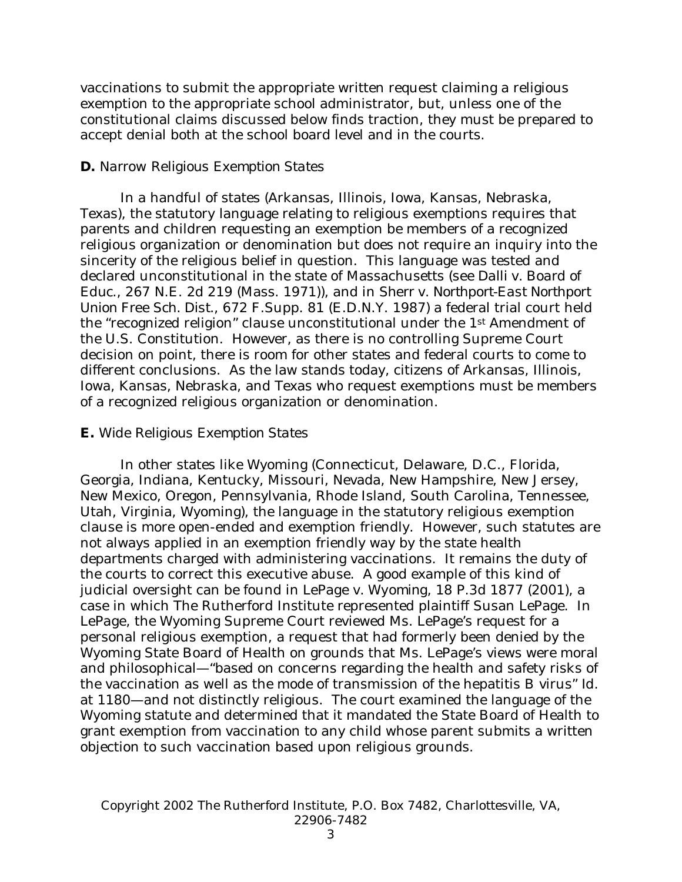vaccinations to submit the appropriate written request claiming a religious exemption to the appropriate school administrator, but, unless one of the constitutional claims discussed below finds traction, they must be prepared to accept denial both at the school board level and in the courts.

**D.** Narrow Religious Exemption States

In a handful of states (Arkansas, Illinois, Iowa, Kansas, Nebraska, Texas), the statutory language relating to religious exemptions requires that parents and children requesting an exemption be members of a recognized religious organization or denomination but does not require an inquiry into the sincerity of the religious belief in question. This language was tested and declared unconstitutional in the state of Massachusetts (see Dalli v. Board of Educ., 267 N.E. 2d 219 (Mass. 1971)), and in Sherr v. Northport-East Northport Union Free Sch. Dist., 672 F.Supp. 81 (E.D.N.Y. 1987) a federal trial court held the "recognized religion" clause unconstitutional under the 1st Amendment of the U.S. Constitution. However, as there is no controlling Supreme Court decision on point, there is room for other states and federal courts to come to different conclusions. As the law stands today, citizens of Arkansas, Illinois, Iowa, Kansas, Nebraska, and Texas who request exemptions must be members of a recognized religious organization or denomination.

**E.** Wide Religious Exemption States

In other states like Wyoming (Connecticut, Delaware, D.C., Florida, Georgia, Indiana, Kentucky, Missouri, Nevada, New Hampshire, New Jersey, New Mexico, Oregon, Pennsylvania, Rhode Island, South Carolina, Tennessee, Utah, Virginia, Wyoming), the language in the statutory religious exemption clause is more open-ended and exemption friendly. However, such statutes are not always applied in an exemption friendly way by the state health departments charged with administering vaccinations. It remains the duty of the courts to correct this executive abuse. A good example of this kind of judicial oversight can be found in LePage v. Wyoming, 18 P.3d 1877 (2001), a case in which The Rutherford Institute represented plaintiff Susan LePage. In LePage, the Wyoming Supreme Court reviewed Ms. LePage's request for a personal religious exemption, a request that had formerly been denied by the Wyoming State Board of Health on grounds that Ms. LePage's views were moral and philosophical—"based on concerns regarding the health and safety risks of the vaccination as well as the mode of transmission of the hepatitis B virus" Id. at 1180—and not distinctly religious. The court examined the language of the Wyoming statute and determined that it mandated the State Board of Health to grant exemption from vaccination to any child whose parent submits a written objection to such vaccination based upon religious grounds.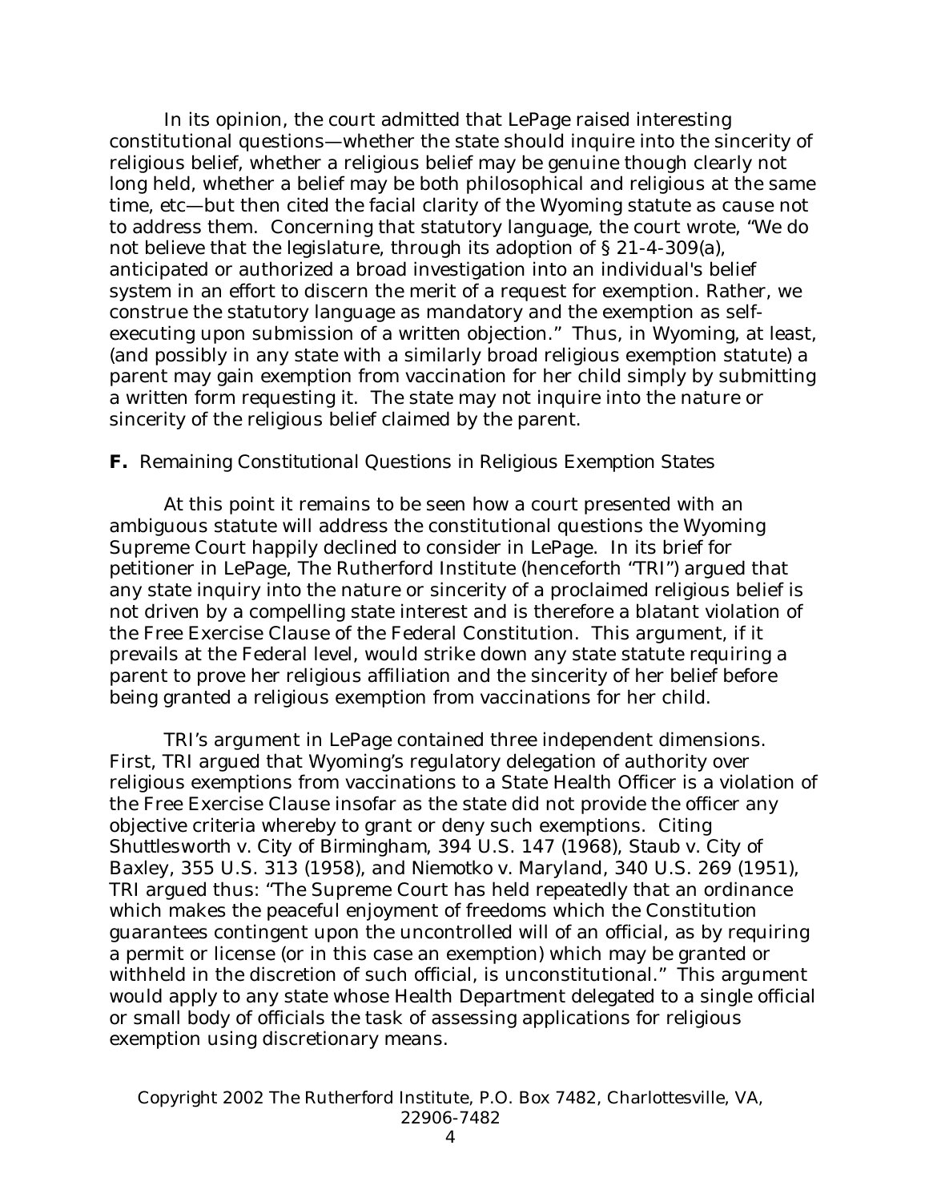In its opinion, the court admitted that LePage raised interesting constitutional questions—whether the state should inquire into the sincerity of religious belief, whether a religious belief may be genuine though clearly not long held, whether a belief may be both philosophical and religious at the same time, etc—but then cited the facial clarity of the Wyoming statute as cause not to address them. Concerning that statutory language, the court wrote, "We do not believe that the legislature, through its adoption of § 21-4-309(a), anticipated or authorized a broad investigation into an individual's belief system in an effort to discern the merit of a request for exemption. Rather, we construe the statutory language as mandatory and the exemption as self-executing upon submission of a written objection." Thus, in Wyoming, at least, (and possibly in any state with a similarly broad religious exemption statute) a parent may gain exemption from vaccination for her child simply by submitting a written form requesting it. The state may not inquire into the nature or sincerity of the religious belief claimed by the parent.

**F.** *Remaining Constitutional Questions in Religious Exemption States*

At this point it remains to be seen how a court presented with an ambiguous statute will address the constitutional questions the Wyoming Supreme Court happily declined to consider in LePage. In its brief for petitioner in LePage, The Rutherford Institute (henceforth "TRI") argued that any state inquiry into the nature or sincerity of a proclaimed religious belief is not driven by a compelling state interest and is therefore a blatant violation of the Free Exercise Clause of the Federal Constitution. This argument, if it prevails at the Federal level, would strike down any state statute requiring a parent to prove her religious affiliation and the sincerity of her belief before being granted a religious exemption from vaccinations for her child.

TRI's argument in LePage contained three independent dimensions. First, TRI argued that Wyoming's regulatory delegation of authority over religious exemptions from vaccinations to a State Health Officer is a violation of the Free Exercise Clause insofar as the state did not provide the officer any objective criteria whereby to grant or deny such exemptions. Citing *Shuttlesworth v. City of Birmingham*, 394 U.S. 147 (1968), *Staub v. City of Baxley*, 355 U.S. 313 (1958), and *Niemotko v. Maryland*, 340 U.S. 269 (1951), TRI argued thus: "The Supreme Court has held repeatedly that an ordinance which makes the peaceful enjoyment of freedoms which the Constitution guarantees contingent upon the uncontrolled will of an official, as by requiring a permit or license (or in this case an exemption) which may be granted or withheld in the discretion of such official, is unconstitutional." This argument would apply to any state whose Health Department delegated to a single official or small body of officials the task of assessing applications for religious exemption using discretionary means.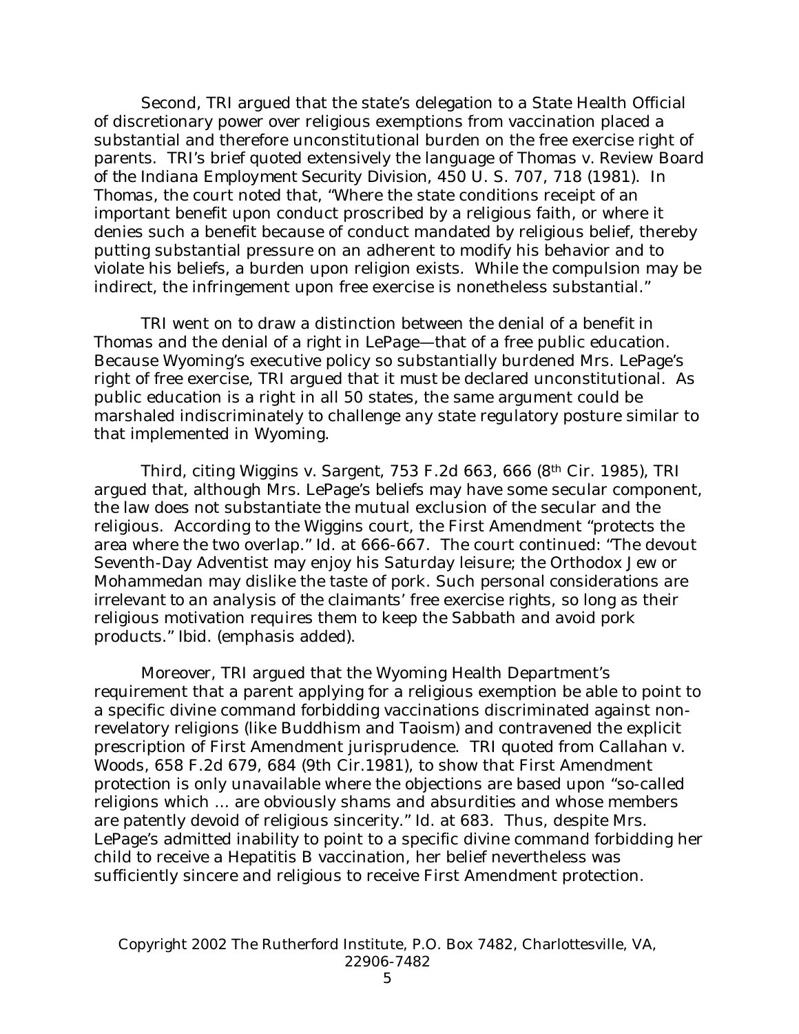Second, TRI argued that the state's delegation to a State Health Official of discretionary power over religious exemptions from vaccination placed a substantial and therefore unconstitutional burden on the free exercise right of parents. TRI's brief quoted extensively the language of *Thomas v. Review Board of the Indiana Employment Security Division*, 450 U. S. 707, 718 (1981). In *Thomas*, the court noted that, "Where the state conditions receipt of an important benefit upon conduct proscribed by a religious faith, or where it denies such a benefit because of conduct mandated by religious belief, thereby putting substantial pressure on an adherent to modify his behavior and to violate his beliefs, a burden upon religion exists. While the compulsion may be indirect, the infringement upon free exercise is nonetheless substantial."

TRI went on to draw a distinction between the denial of a benefit in *Thomas* and the denial of a right in *LePage*—that of a free public education. Because Wyoming's executive policy so substantially burdened Mrs. LePage's right of free exercise, TRI argued that it must be declared unconstitutional. As public education is a right in all 50 states, the same argument could be marshaled indiscriminately to challenge any state regulatory posture similar to that implemented in Wyoming.

Third, citing *Wiggins v. Sargent*, 753 F.2d 663, 666 (8th Cir. 1985), TRI argued that, although Mrs. LePage's beliefs may have some secular component, the law does not substantiate the mutual exclusion of the secular and the religious. According to the *Wiggins* court, the First Amendment "protects the area where the two overlap." *Id.* at 666-667. The court continued: "The devout Seventh-Day Adventist may enjoy his Saturday leisure; the Orthodox Jew or Mohammedan may dislike the taste of pork. *Such personal considerations are irrelevant to an analysis of the claimants' free exercise rights, so long as their religious motivation requires them to keep the Sabbath and avoid pork products.*" *Ibid.* (emphasis added).

Moreover, TRI argued that the Wyoming Health Department's requirement that a parent applying for a religious exemption be able to point to a specific divine command forbidding vaccinations discriminated against non-revelatory religions (like Buddhism and Taoism) and contravened the explicit prescription of First Amendment jurisprudence. TRI quoted from *Callahan v. Woods*, 658 F.2d 679, 684 (9th Cir.1981), to show that First Amendment protection is only unavailable where the objections are based upon "so-called religions which ... are obviously shams and absurdities and whose members are patently devoid of religious sincerity." *Id.* at 683. Thus, despite Mrs. LePage's admitted inability to point to a specific divine command forbidding her child to receive a Hepatitis B vaccination, her belief nevertheless was sufficiently sincere and religious to receive First Amendment protection.

Copyright 2002 The Rutherford Institute, P.O. Box 7482, Charlottesville, VA, 22906-7482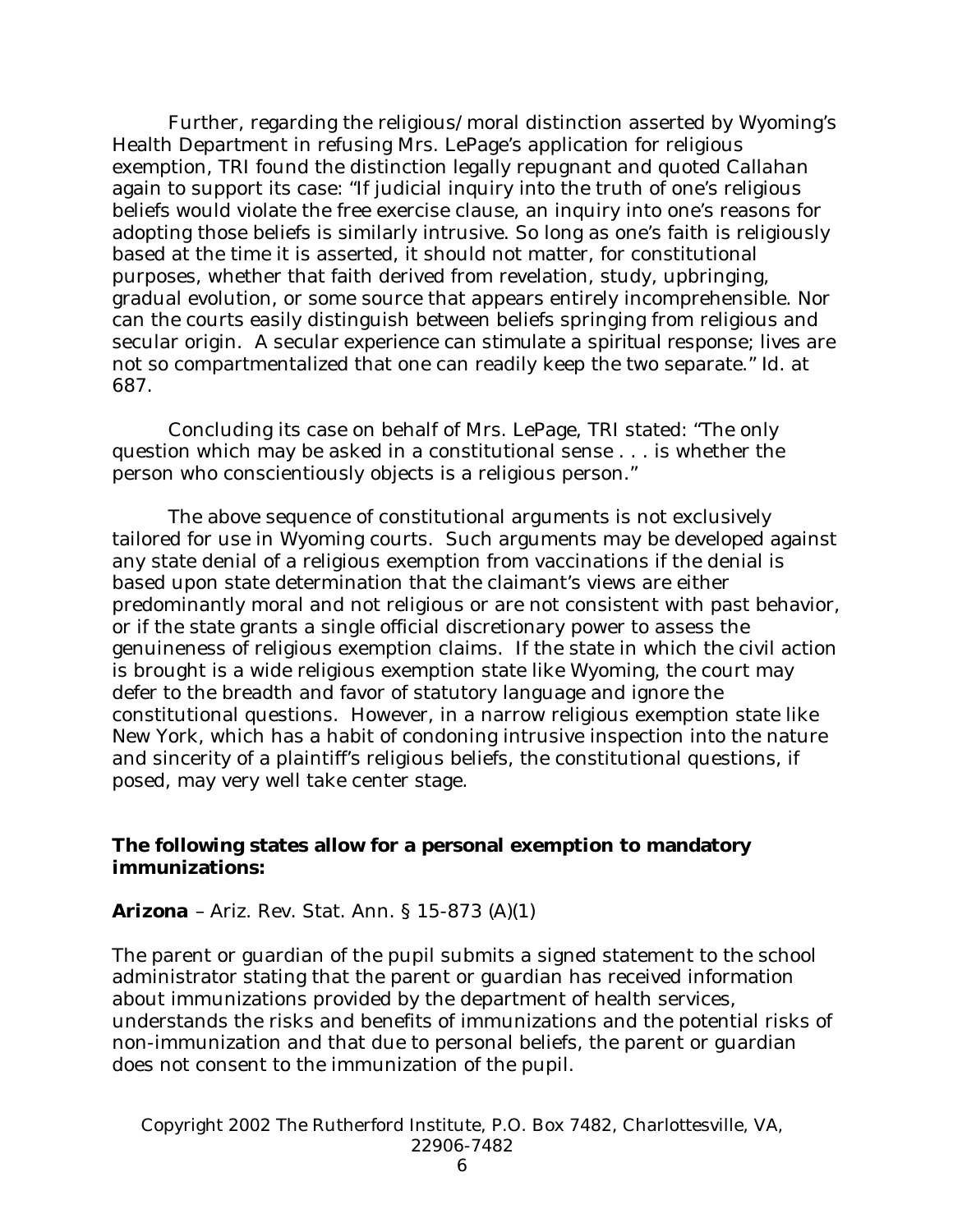Further, regarding the religious/moral distinction asserted by Wyoming's Health Department in refusing Mrs. LePage's application for religious exemption, TRI found the distinction legally repugnant and quoted Callahan again to support its case: "If judicial inquiry into the truth of one's religious beliefs would violate the free exercise clause, an inquiry into one's reasons for adopting those beliefs is similarly intrusive. So long as one's faith is religiously based at the time it is asserted, it should not matter, for constitutional purposes, whether that faith derived from revelation, study, upbringing, gradual evolution, or some source that appears entirely incomprehensible. Nor can the courts easily distinguish between beliefs springing from religious and secular origin. A secular experience can stimulate a spiritual response; lives are not so compartmentalized that one can readily keep the two separate." Id. at 687.

Concluding its case on behalf of Mrs. LePage, TRI stated: "The only question which may be asked in a constitutional sense . . . is whether the person who conscientiously objects is a religious person."

The above sequence of constitutional arguments is not exclusively tailored for use in Wyoming courts. Such arguments may be developed against any state denial of a religious exemption from vaccinations if the denial is based upon state determination that the claimant's views are either predominantly moral and not religious or are not consistent with past behavior, or if the state grants a single official discretionary power to assess the genuineness of religious exemption claims. If the state in which the civil action is brought is a wide religious exemption state like Wyoming, the court may defer to the breadth and favor of statutory language and ignore the constitutional questions. However, in a narrow religious exemption state like New York, which has a habit of condoning intrusive inspection into the nature and sincerity of a plaintiff's religious beliefs, the constitutional questions, if posed, may very well take center stage.

**The following states allow for a personal exemption to mandatory immunizations:**

**Arizona** – Ariz. Rev. Stat. Ann. § 15-873 (A)(1)

The parent or guardian of the pupil submits a signed statement to the school administrator stating that the parent or guardian has received information about immunizations provided by the department of health services, understands the risks and benefits of immunizations and the potential risks of non-immunization and that due to personal beliefs, the parent or guardian does not consent to the immunization of the pupil.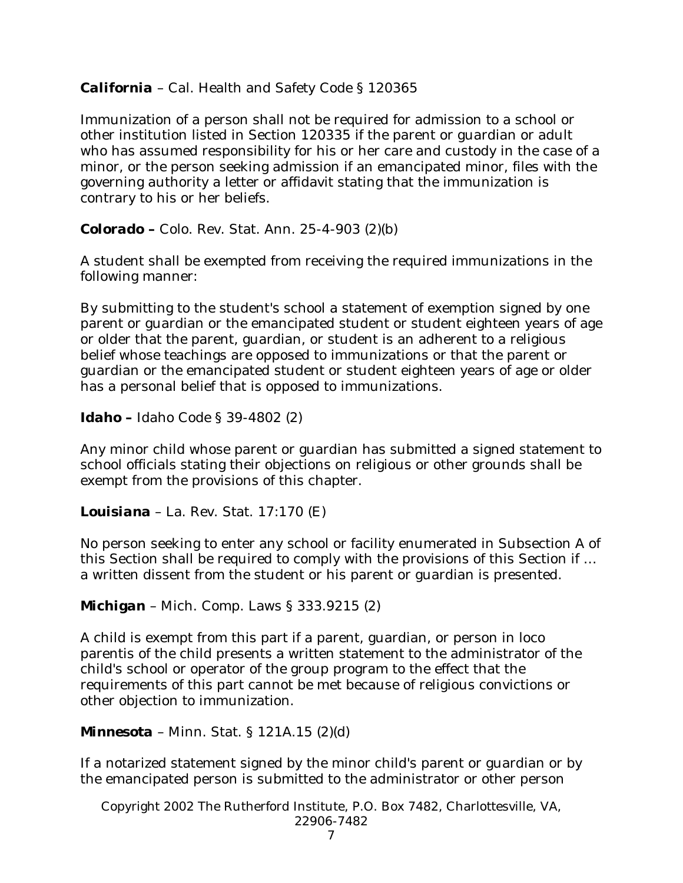**California** – Cal. Health and Safety Code § 120365

Immunization of a person shall not be required for admission to a school or other institution listed in Section 120335 if the parent or guardian or adult who has assumed responsibility for his or her care and custody in the case of a minor, or the person seeking admission if an emancipated minor, files with the governing authority a letter or affidavit stating that the immunization is contrary to his or her beliefs.

**Colorado –** Colo. Rev. Stat. Ann. 25-4-903 (2)(b)

A student shall be exempted from receiving the required immunizations in the following manner:

By submitting to the student's school a statement of exemption signed by one parent or guardian or the emancipated student or student eighteen years of age or older that the parent, guardian, or student is an adherent to a religious belief whose teachings are opposed to immunizations or that the parent or guardian or the emancipated student or student eighteen years of age or older has a personal belief that is opposed to immunizations.

**Idaho –** Idaho Code § 39-4802 (2)

Any minor child whose parent or guardian has submitted a signed statement to school officials stating their objections on religious or other grounds shall be exempt from the provisions of this chapter.

**Louisiana** – La. Rev. Stat. 17:170 (E)

No person seeking to enter any school or facility enumerated in Subsection A of this Section shall be required to comply with the provisions of this Section if … a written dissent from the student or his parent or guardian is presented.

**Michigan** – Mich. Comp. Laws § 333.9215 (2)

A child is exempt from this part if a parent, guardian, or person in loco parentis of the child presents a written statement to the administrator of the child's school or operator of the group program to the effect that the requirements of this part cannot be met because of religious convictions or other objection to immunization.

**Minnesota** – Minn. Stat. § 121A.15 (2)(d)

If a notarized statement signed by the minor child's parent or guardian or by the emancipated person is submitted to the administrator or other person

Copyright 2002 The Rutherford Institute, P.O. Box 7482, Charlottesville, VA, 22906-7482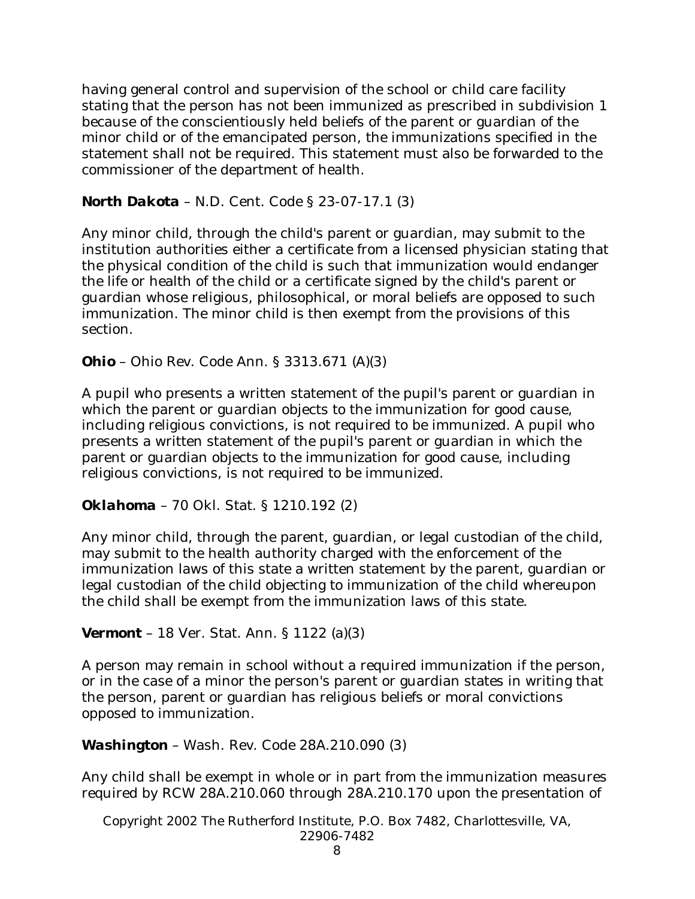having general control and supervision of the school or child care facility stating that the person has not been immunized as prescribed in subdivision 1 because of the conscientiously held beliefs of the parent or guardian of the minor child or of the emancipated person, the immunizations specified in the statement shall not be required. This statement must also be forwarded to the commissioner of the department of health.

**North Dakota** – N.D. Cent. Code § 23-07-17.1 (3)

Any minor child, through the child's parent or guardian, may submit to the institution authorities either a certificate from a licensed physician stating that the physical condition of the child is such that immunization would endanger the life or health of the child or a certificate signed by the child's parent or guardian whose religious, philosophical, or moral beliefs are opposed to such immunization. The minor child is then exempt from the provisions of this section.

**Ohio** – Ohio Rev. Code Ann. § 3313.671 (A)(3)

A pupil who presents a written statement of the pupil's parent or guardian in which the parent or guardian objects to the immunization for good cause, including religious convictions, is not required to be immunized. A pupil who presents a written statement of the pupil's parent or guardian in which the parent or guardian objects to the immunization for good cause, including religious convictions, is not required to be immunized.

**Oklahoma** – 70 Okl. Stat. § 1210.192 (2)

Any minor child, through the parent, guardian, or legal custodian of the child, may submit to the health authority charged with the enforcement of the immunization laws of this state a written statement by the parent, guardian or legal custodian of the child objecting to immunization of the child whereupon the child shall be exempt from the immunization laws of this state.

**Vermont** – 18 Ver. Stat. Ann. § 1122 (a)(3)

A person may remain in school without a required immunization if the person, or in the case of a minor the person's parent or guardian states in writing that the person, parent or guardian has religious beliefs or moral convictions opposed to immunization.

**Washington** – Wash. Rev. Code 28A.210.090 (3)

Any child shall be exempt in whole or in part from the immunization measures required by RCW 28A.210.060 through 28A.210.170 upon the presentation of

Copyright 2002 The Rutherford Institute, P.O. Box 7482, Charlottesville, VA, 22906-7482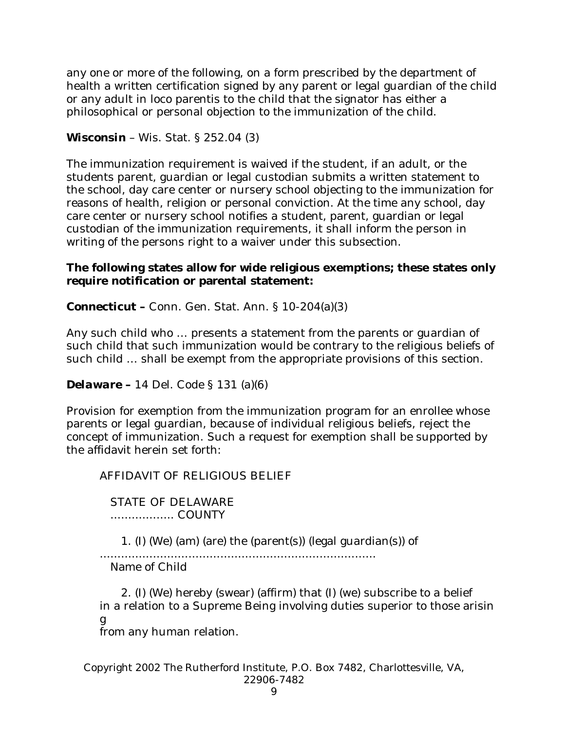any one or more of the following, on a form prescribed by the department of health a written certification signed by any parent or legal guardian of the child or any adult in loco parentis to the child that the signator has either a philosophical or personal objection to the immunization of the child.

***Wisconsin*** – Wis. Stat. § 252.04 (3)

The immunization requirement is waived if the student, if an adult, or the students parent, guardian or legal custodian submits a written statement to the school, day care center or nursery school objecting to the immunization for reasons of health, religion or personal conviction. At the time any school, day care center or nursery school notifies a student, parent, guardian or legal custodian of the immunization requirements, it shall inform the person in writing of the persons right to a waiver under this subsection.

**The following states allow for wide religious exemptions; these states only require notification or parental statement:**

***Connecticut –*** Conn. Gen. Stat. Ann. § 10-204(a)(3)

Any such child who … presents a statement from the parents or guardian of such child that such immunization would be contrary to the religious beliefs of such child … shall be exempt from the appropriate provisions of this section.

***Delaware –*** 14 Del. Code § 131 (a)(6)

Provision for exemption from the immunization program for an enrollee whose parents or legal guardian, because of individual religious beliefs, reject the concept of immunization. Such a request for exemption shall be supported by the affidavit herein set forth:

> AFFIDAVIT OF RELIGIOUS BELIEF
>
> STATE OF DELAWARE
> .................. COUNTY
>
> 1. (I) (We) (am) (are) the (parent(s)) (legal guardian(s)) of
> ..............................................................................
> Name of Child
>
> 2. (I) (We) hereby (swear) (affirm) that (I) (we) subscribe to a belief in a relation to a Supreme Being involving duties superior to those arising from any human relation.

Copyright 2002 The Rutherford Institute, P.O. Box 7482, Charlottesville, VA, 22906-7482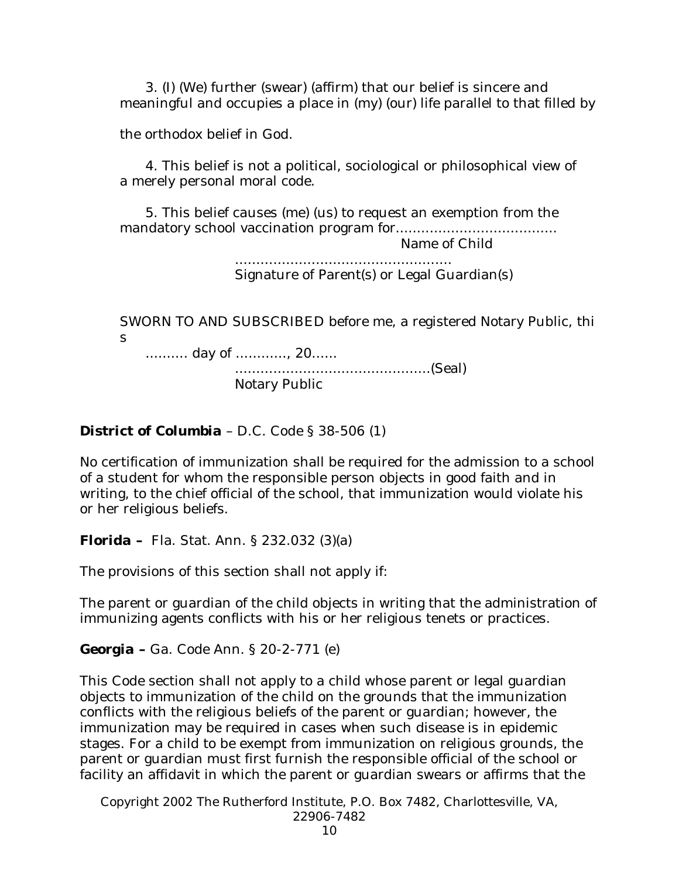3. (I) (We) further (swear) (affirm) that our belief is sincere and meaningful and occupies a place in (my) (our) life parallel to that filled by the orthodox belief in God.

4. This belief is not a political, sociological or philosophical view of a merely personal moral code.

5. This belief causes (me) (us) to request an exemption from the mandatory school vaccination program for.....................................
Name of Child

..................................................
Signature of Parent(s) or Legal Guardian(s)

SWORN TO AND SUBSCRIBED before me, a registered Notary Public, this
.......... day of ............, 20......
.............................................(Seal)
Notary Public

**District of Columbia** – D.C. Code § 38-506 (1)

No certification of immunization shall be required for the admission to a school of a student for whom the responsible person objects in good faith and in writing, to the chief official of the school, that immunization would violate his or her religious beliefs.

**Florida –** Fla. Stat. Ann. § 232.032 (3)(a)

The provisions of this section shall not apply if:

The parent or guardian of the child objects in writing that the administration of immunizing agents conflicts with his or her religious tenets or practices.

**Georgia –** Ga. Code Ann. § 20-2-771 (e)

This Code section shall not apply to a child whose parent or legal guardian objects to immunization of the child on the grounds that the immunization conflicts with the religious beliefs of the parent or guardian; however, the immunization may be required in cases when such disease is in epidemic stages. For a child to be exempt from immunization on religious grounds, the parent or guardian must first furnish the responsible official of the school or facility an affidavit in which the parent or guardian swears or affirms that the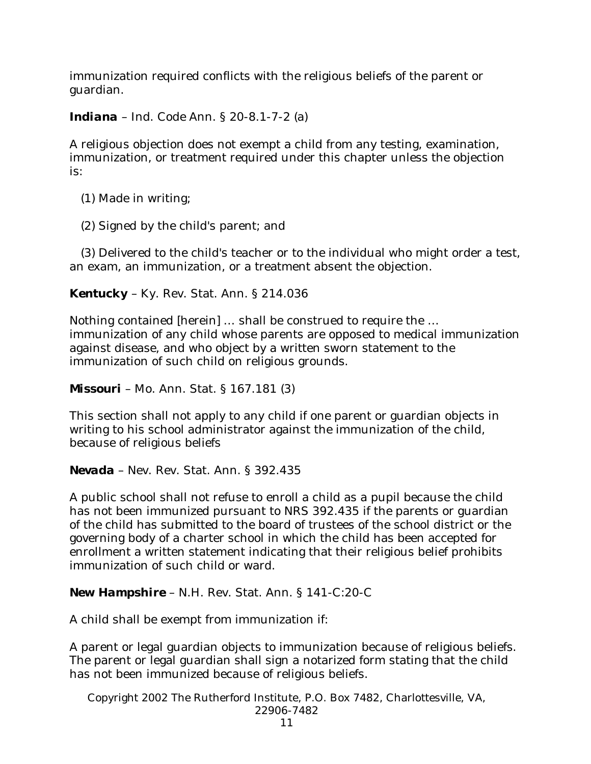immunization required conflicts with the religious beliefs of the parent or guardian.

**Indiana** – Ind. Code Ann. § 20-8.1-7-2 (a)

A religious objection does not exempt a child from any testing, examination, immunization, or treatment required under this chapter unless the objection is:

(1) Made in writing;

(2) Signed by the child's parent; and

(3) Delivered to the child's teacher or to the individual who might order a test, an exam, an immunization, or a treatment absent the objection.

**Kentucky** – Ky. Rev. Stat. Ann. § 214.036

Nothing contained [herein] … shall be construed to require the … immunization of any child whose parents are opposed to medical immunization against disease, and who object by a written sworn statement to the immunization of such child on religious grounds.

**Missouri** – Mo. Ann. Stat. § 167.181 (3)

This section shall not apply to any child if one parent or guardian objects in writing to his school administrator against the immunization of the child, because of religious beliefs

**Nevada** – Nev. Rev. Stat. Ann. § 392.435

A public school shall not refuse to enroll a child as a pupil because the child has not been immunized pursuant to NRS 392.435 if the parents or guardian of the child has submitted to the board of trustees of the school district or the governing body of a charter school in which the child has been accepted for enrollment a written statement indicating that their religious belief prohibits immunization of such child or ward.

**New Hampshire** – N.H. Rev. Stat. Ann. § 141-C:20-C

A child shall be exempt from immunization if:

A parent or legal guardian objects to immunization because of religious beliefs. The parent or legal guardian shall sign a notarized form stating that the child has not been immunized because of religious beliefs.

Copyright 2002 The Rutherford Institute, P.O. Box 7482, Charlottesville, VA, 22906-7482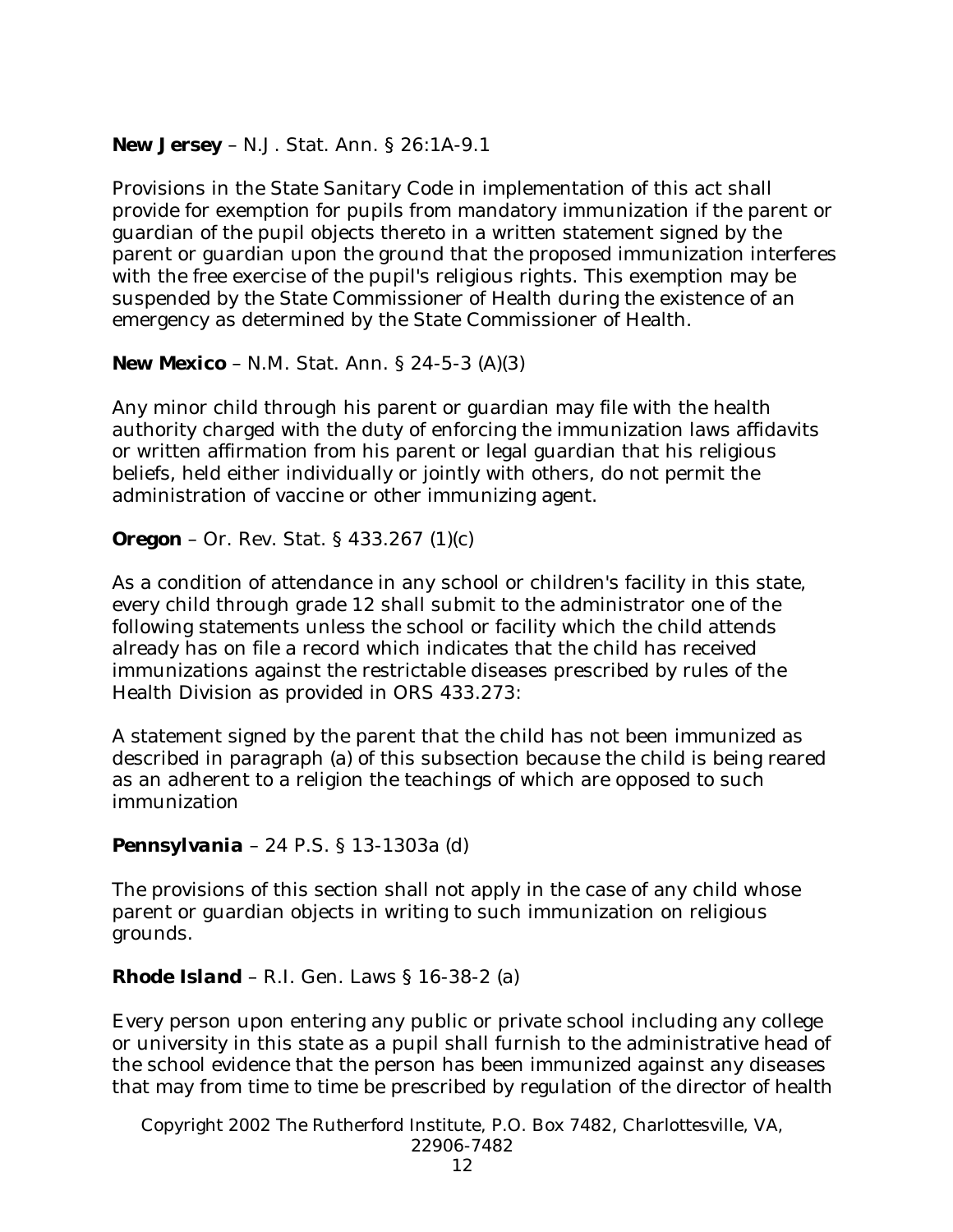**New Jersey** – N.J. Stat. Ann. § 26:1A-9.1

Provisions in the State Sanitary Code in implementation of this act shall provide for exemption for pupils from mandatory immunization if the parent or guardian of the pupil objects thereto in a written statement signed by the parent or guardian upon the ground that the proposed immunization interferes with the free exercise of the pupil's religious rights. This exemption may be suspended by the State Commissioner of Health during the existence of an emergency as determined by the State Commissioner of Health.

**New Mexico** – N.M. Stat. Ann. § 24-5-3 (A)(3)

Any minor child through his parent or guardian may file with the health authority charged with the duty of enforcing the immunization laws affidavits or written affirmation from his parent or legal guardian that his religious beliefs, held either individually or jointly with others, do not permit the administration of vaccine or other immunizing agent.

**Oregon** – Or. Rev. Stat. § 433.267 (1)(c)

As a condition of attendance in any school or children's facility in this state, every child through grade 12 shall submit to the administrator one of the following statements unless the school or facility which the child attends already has on file a record which indicates that the child has received immunizations against the restrictable diseases prescribed by rules of the Health Division as provided in ORS 433.273:

A statement signed by the parent that the child has not been immunized as described in paragraph (a) of this subsection because the child is being reared as an adherent to a religion the teachings of which are opposed to such immunization

**Pennsylvania** – 24 P.S. § 13-1303a (d)

The provisions of this section shall not apply in the case of any child whose parent or guardian objects in writing to such immunization on religious grounds.

**Rhode Island** – R.I. Gen. Laws § 16-38-2 (a)

Every person upon entering any public or private school including any college or university in this state as a pupil shall furnish to the administrative head of the school evidence that the person has been immunized against any diseases that may from time to time be prescribed by regulation of the director of health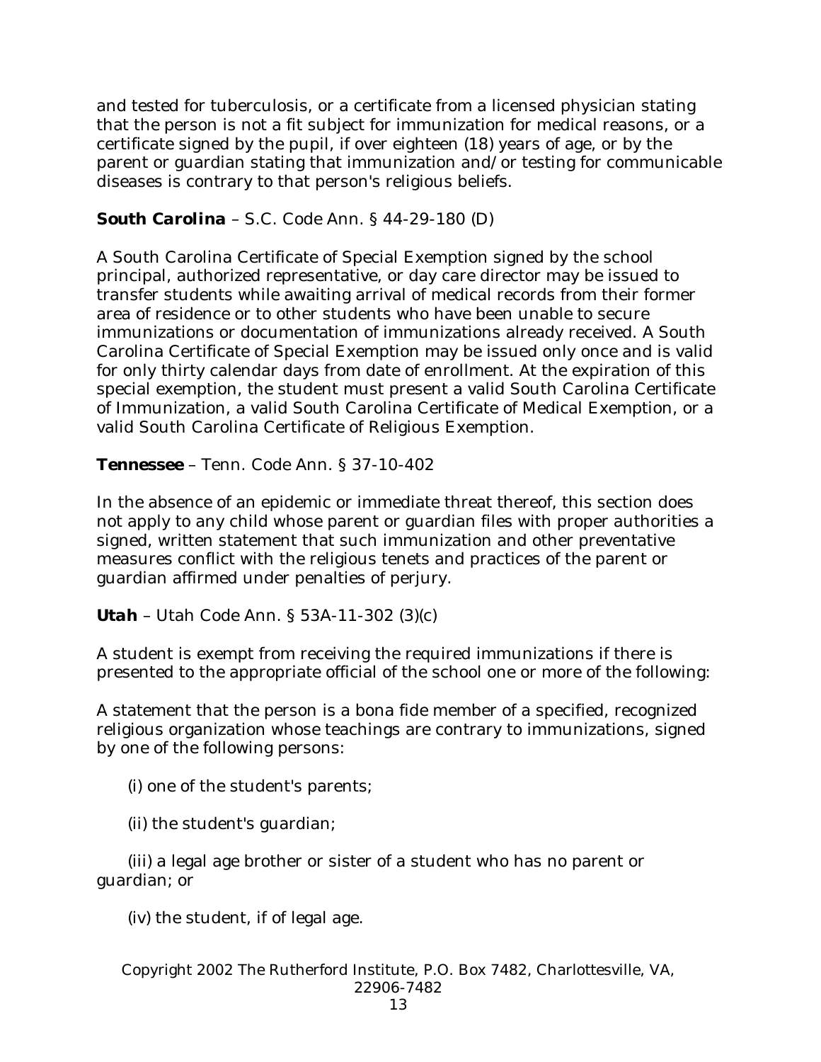and tested for tuberculosis, or a certificate from a licensed physician stating that the person is not a fit subject for immunization for medical reasons, or a certificate signed by the pupil, if over eighteen (18) years of age, or by the parent or guardian stating that immunization and/or testing for communicable diseases is contrary to that person's religious beliefs.

**South Carolina** – S.C. Code Ann. § 44-29-180 (D)

A South Carolina Certificate of Special Exemption signed by the school principal, authorized representative, or day care director may be issued to transfer students while awaiting arrival of medical records from their former area of residence or to other students who have been unable to secure immunizations or documentation of immunizations already received. A South Carolina Certificate of Special Exemption may be issued only once and is valid for only thirty calendar days from date of enrollment. At the expiration of this special exemption, the student must present a valid South Carolina Certificate of Immunization, a valid South Carolina Certificate of Medical Exemption, or a valid South Carolina Certificate of Religious Exemption.

**Tennessee** – Tenn. Code Ann. § 37-10-402

In the absence of an epidemic or immediate threat thereof, this section does not apply to any child whose parent or guardian files with proper authorities a signed, written statement that such immunization and other preventative measures conflict with the religious tenets and practices of the parent or guardian affirmed under penalties of perjury.

**Utah** – Utah Code Ann. § 53A-11-302 (3)(c)

A student is exempt from receiving the required immunizations if there is presented to the appropriate official of the school one or more of the following:

A statement that the person is a bona fide member of a specified, recognized religious organization whose teachings are contrary to immunizations, signed by one of the following persons:

(i) one of the student's parents;

(ii) the student's guardian;

(iii) a legal age brother or sister of a student who has no parent or guardian; or

(iv) the student, if of legal age.

Copyright 2002 The Rutherford Institute, P.O. Box 7482, Charlottesville, VA, 22906-7482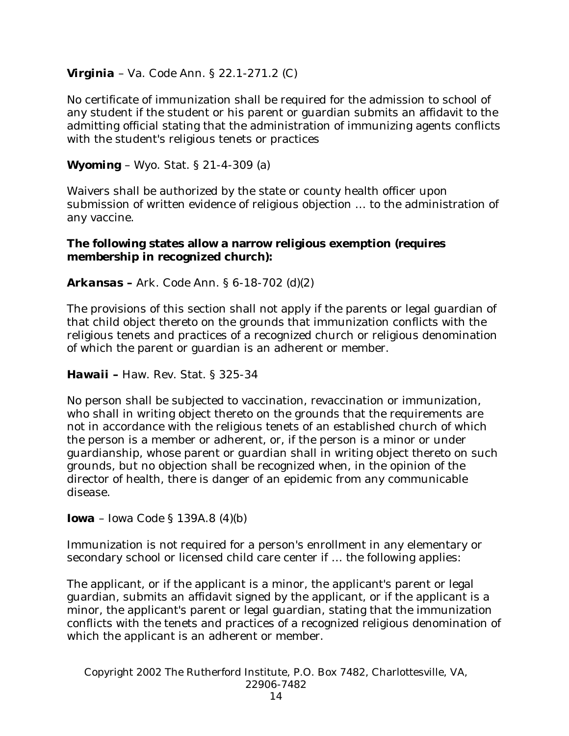**Virginia** – Va. Code Ann. § 22.1-271.2 (C)

No certificate of immunization shall be required for the admission to school of any student if the student or his parent or guardian submits an affidavit to the admitting official stating that the administration of immunizing agents conflicts with the student's religious tenets or practices

**Wyoming** – Wyo. Stat. § 21-4-309 (a)

Waivers shall be authorized by the state or county health officer upon submission of written evidence of religious objection … to the administration of any vaccine.

**The following states allow a narrow religious exemption (requires membership in recognized church):**

**Arkansas –** Ark. Code Ann. § 6-18-702 (d)(2)

The provisions of this section shall not apply if the parents or legal guardian of that child object thereto on the grounds that immunization conflicts with the religious tenets and practices of a recognized church or religious denomination of which the parent or guardian is an adherent or member.

**Hawaii –** Haw. Rev. Stat. § 325-34

No person shall be subjected to vaccination, revaccination or immunization, who shall in writing object thereto on the grounds that the requirements are not in accordance with the religious tenets of an established church of which the person is a member or adherent, or, if the person is a minor or under guardianship, whose parent or guardian shall in writing object thereto on such grounds, but no objection shall be recognized when, in the opinion of the director of health, there is danger of an epidemic from any communicable disease.

**Iowa** – Iowa Code § 139A.8 (4)(b)

Immunization is not required for a person's enrollment in any elementary or secondary school or licensed child care center if … the following applies:

The applicant, or if the applicant is a minor, the applicant's parent or legal guardian, submits an affidavit signed by the applicant, or if the applicant is a minor, the applicant's parent or legal guardian, stating that the immunization conflicts with the tenets and practices of a recognized religious denomination of which the applicant is an adherent or member.

Copyright 2002 The Rutherford Institute, P.O. Box 7482, Charlottesville, VA, 22906-7482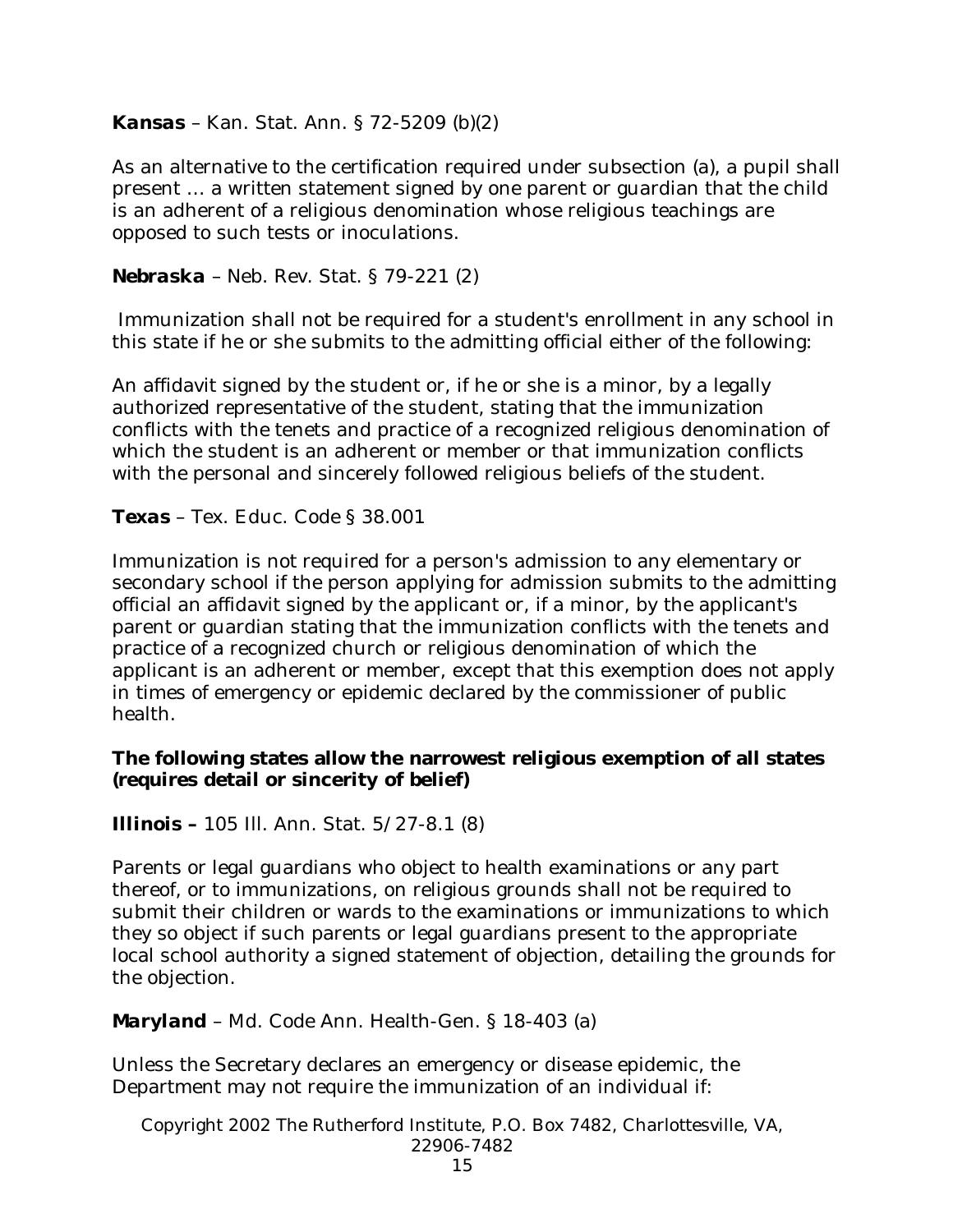**Kansas** – Kan. Stat. Ann. § 72-5209 (b)(2)

As an alternative to the certification required under subsection (a), a pupil shall present … a written statement signed by one parent or guardian that the child is an adherent of a religious denomination whose religious teachings are opposed to such tests or inoculations.

**Nebraska** – Neb. Rev. Stat. § 79-221 (2)

Immunization shall not be required for a student's enrollment in any school in this state if he or she submits to the admitting official either of the following:

An affidavit signed by the student or, if he or she is a minor, by a legally authorized representative of the student, stating that the immunization conflicts with the tenets and practice of a recognized religious denomination of which the student is an adherent or member or that immunization conflicts with the personal and sincerely followed religious beliefs of the student.

**Texas** – Tex. Educ. Code § 38.001

Immunization is not required for a person's admission to any elementary or secondary school if the person applying for admission submits to the admitting official an affidavit signed by the applicant or, if a minor, by the applicant's parent or guardian stating that the immunization conflicts with the tenets and practice of a recognized church or religious denomination of which the applicant is an adherent or member, except that this exemption does not apply in times of emergency or epidemic declared by the commissioner of public health.

**The following states allow the narrowest religious exemption of all states (requires detail or sincerity of belief)**

**Illinois –** 105 Ill. Ann. Stat. 5/27-8.1 (8)

Parents or legal guardians who object to health examinations or any part thereof, or to immunizations, on religious grounds shall not be required to submit their children or wards to the examinations or immunizations to which they so object if such parents or legal guardians present to the appropriate local school authority a signed statement of objection, detailing the grounds for the objection.

**Maryland** – Md. Code Ann. Health-Gen. § 18-403 (a)

Unless the Secretary declares an emergency or disease epidemic, the Department may not require the immunization of an individual if:

Copyright 2002 The Rutherford Institute, P.O. Box 7482, Charlottesville, VA, 22906-7482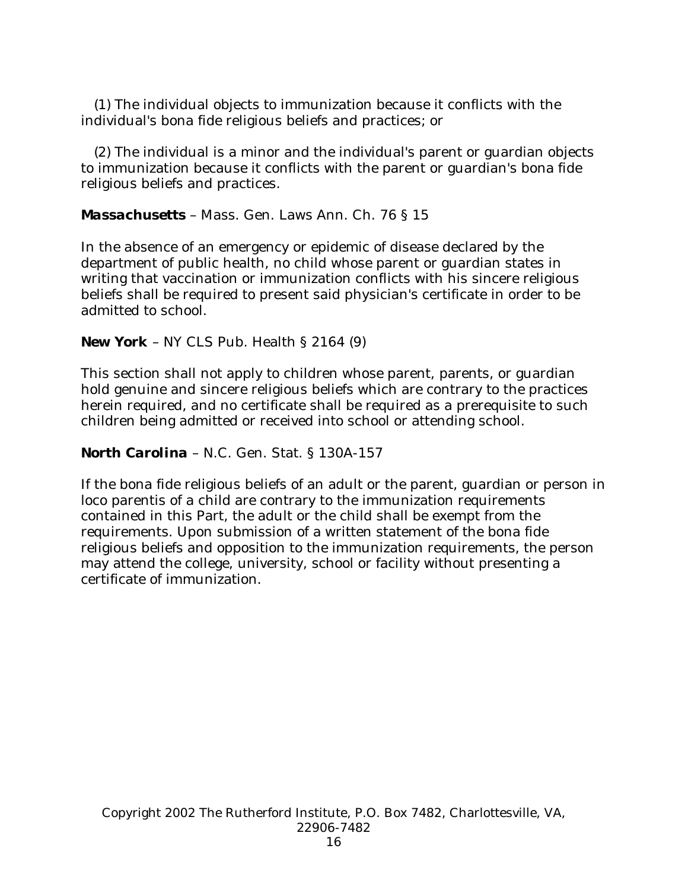(1) The individual objects to immunization because it conflicts with the individual's bona fide religious beliefs and practices; or

(2) The individual is a minor and the individual's parent or guardian objects to immunization because it conflicts with the parent or guardian's bona fide religious beliefs and practices.

**Massachusetts** – Mass. Gen. Laws Ann. Ch. 76 § 15

In the absence of an emergency or epidemic of disease declared by the department of public health, no child whose parent or guardian states in writing that vaccination or immunization conflicts with his sincere religious beliefs shall be required to present said physician's certificate in order to be admitted to school.

**New York** – NY CLS Pub. Health § 2164 (9)

This section shall not apply to children whose parent, parents, or guardian hold genuine and sincere religious beliefs which are contrary to the practices herein required, and no certificate shall be required as a prerequisite to such children being admitted or received into school or attending school.

**North Carolina** – N.C. Gen. Stat. § 130A-157

If the bona fide religious beliefs of an adult or the parent, guardian or person in loco parentis of a child are contrary to the immunization requirements contained in this Part, the adult or the child shall be exempt from the requirements. Upon submission of a written statement of the bona fide religious beliefs and opposition to the immunization requirements, the person may attend the college, university, school or facility without presenting a certificate of immunization.